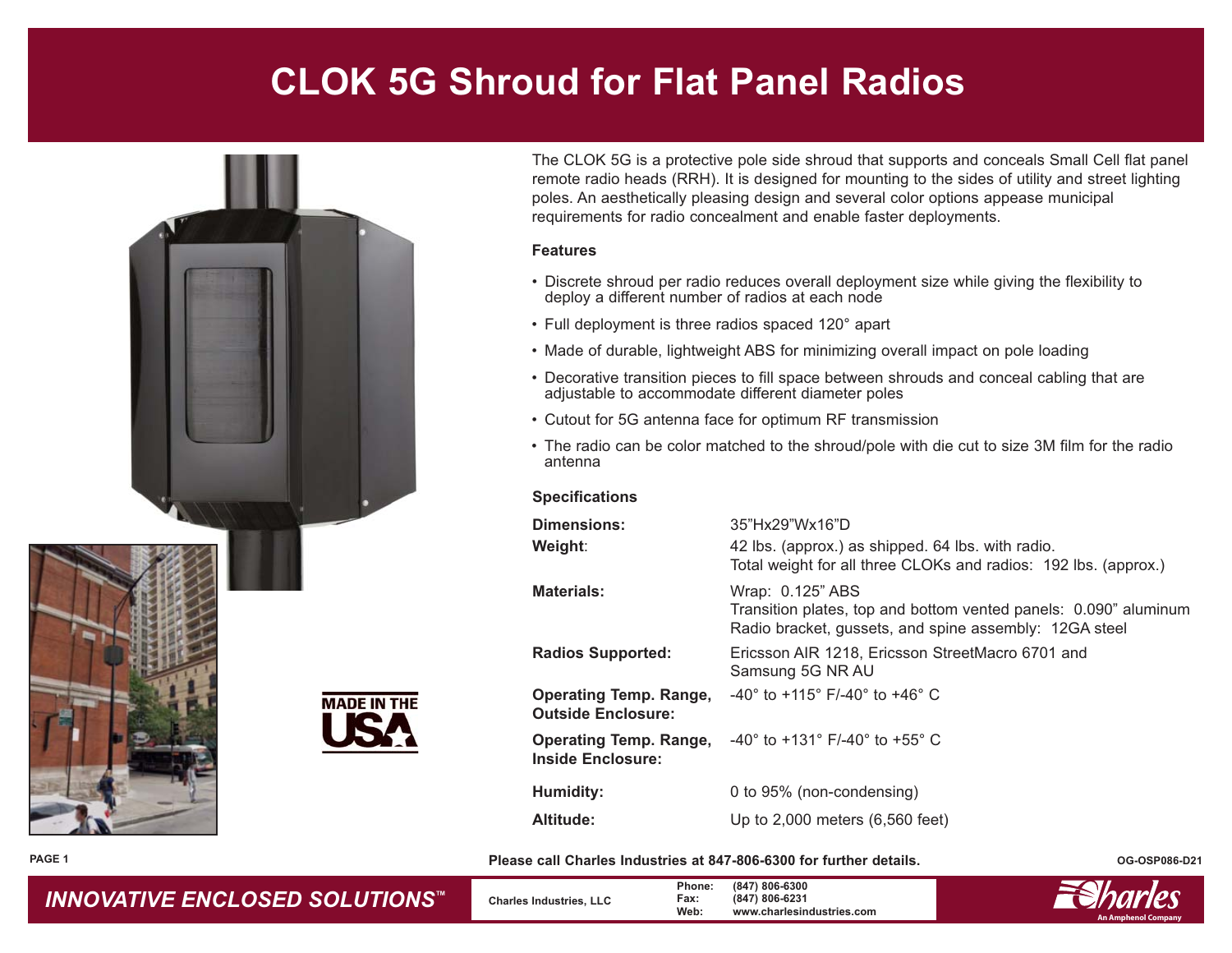# CLOK 5G Shroud for Flat Panel Radios

MADE IN THE USA

The CLOK 5G is a protective pole side shroud that supports and conceals Small Cell flat panel remote radio heads (RRH). It is designed for mounting to the sides of utility and street lighting poles. An aesthetically pleasing design and several color options appease municipal requirements for radio concealment and enable faster deployments.

### Features

- Discrete shroud per radio reduces overall deployment size while giving the flexibility to deploy a different number of radios at each node
- Full deployment is three radios spaced 120° apart
- Made of durable, lightweight ABS for minimizing overall impact on pole loading
- Decorative transition pieces to fill space between shrouds and conceal cabling that are adjustable to accommodate different diameter poles
- Cutout for 5G antenna face for optimum RF transmission
- The radio can be color matched to the shroud/pole with die cut to size 3M film for the radio antenna

### Specifications

| | |
|---|---|
| **Dimensions:** | 35"Hx29"Wx16"D |
| **Weight**: | 42 lbs. (approx.) as shipped. 64 lbs. with radio.<br>Total weight for all three CLOKs and radios: 192 lbs. (approx.) |
| **Materials:** | Wrap: 0.125" ABS<br>Transition plates, top and bottom vented panels: 0.090" aluminum<br>Radio bracket, gussets, and spine assembly: 12GA steel |
| **Radios Supported:** | Ericsson AIR 1218, Ericsson StreetMacro 6701 and Samsung 5G NR AU |
| **Operating Temp. Range, Outside Enclosure:** | -40° to +115° F/-40° to +46° C |
| **Operating Temp. Range, Inside Enclosure:** | -40° to +131° F/-40° to +55° C |
| **Humidity:** | 0 to 95% (non-condensing) |
| **Altitude:** | Up to 2,000 meters (6,560 feet) |

**Please call Charles Industries at 847-806-6300 for further details.**

OG-OSP086-D21

*INNOVATIVE ENCLOSED SOLUTIONS™*

Charles Industries, LLC

**Phone:** (847) 806-6300
**Fax:** (847) 806-6231
**Web:** www.charlesindustries.com

Charles — An Amphenol Company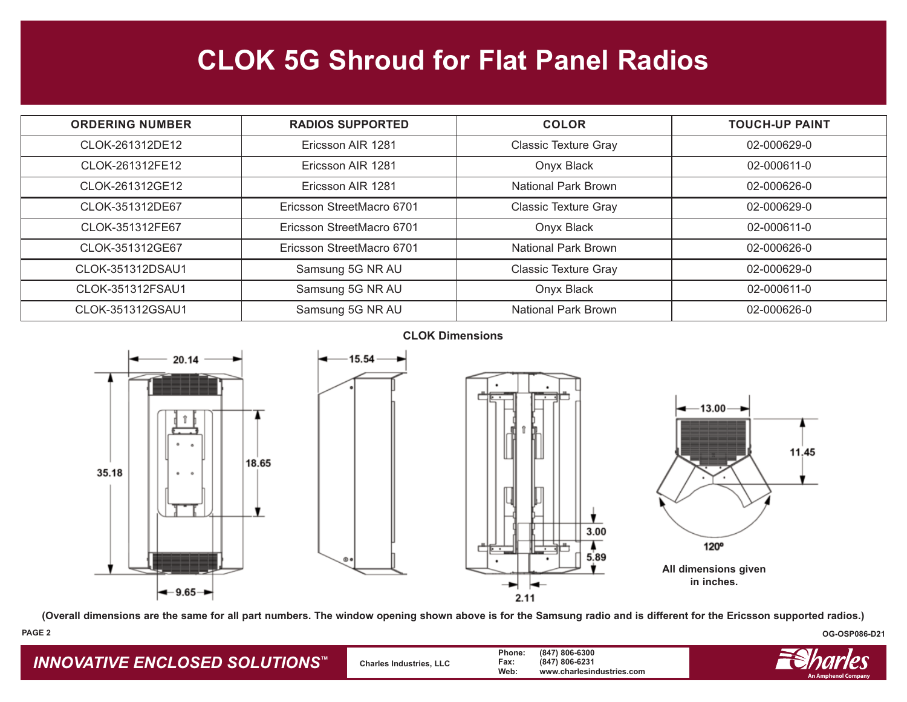# CLOK 5G Shroud for Flat Panel Radios

| ORDERING NUMBER | RADIOS SUPPORTED | COLOR | TOUCH-UP PAINT |
|---|---|---|---|
| CLOK-261312DE12 | Ericsson AIR 1281 | Classic Texture Gray | 02-000629-0 |
| CLOK-261312FE12 | Ericsson AIR 1281 | Onyx Black | 02-000611-0 |
| CLOK-261312GE12 | Ericsson AIR 1281 | National Park Brown | 02-000626-0 |
| CLOK-351312DE67 | Ericsson StreetMacro 6701 | Classic Texture Gray | 02-000629-0 |
| CLOK-351312FE67 | Ericsson StreetMacro 6701 | Onyx Black | 02-000611-0 |
| CLOK-351312GE67 | Ericsson StreetMacro 6701 | National Park Brown | 02-000626-0 |
| CLOK-351312DSAU1 | Samsung 5G NR AU | Classic Texture Gray | 02-000629-0 |
| CLOK-351312FSAU1 | Samsung 5G NR AU | Onyx Black | 02-000611-0 |
| CLOK-351312GSAU1 | Samsung 5G NR AU | National Park Brown | 02-000626-0 |

**CLOK Dimensions**

20.14

35.18

18.65

9.65

15.54

3.00

5.89

2.11

13.00

11.45

120°

**All dimensions given in inches.**

**(Overall dimensions are the same for all part numbers. The window opening shown above is for the Samsung radio and is different for the Ericsson supported radios.)**

OG-OSP086-D21

*INNOVATIVE ENCLOSED SOLUTIONS™*

Charles Industries, LLC

Phone: (847) 806-6300
Fax: (847) 806-6231
Web: www.charlesindustries.com

Charles — An Amphenol Company